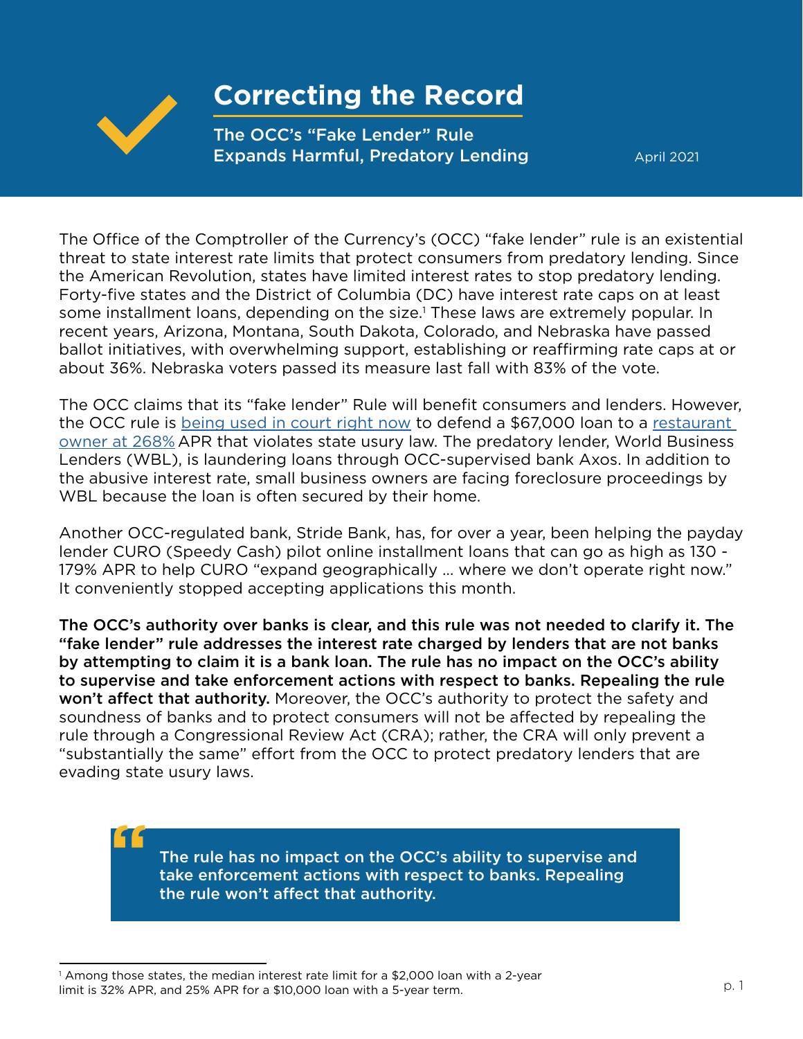# Correcting the Record

## The OCC's "Fake Lender" Rule Expands Harmful, Predatory Lending

April 2021

The Office of the Comptroller of the Currency's (OCC) "fake lender" rule is an existential threat to state interest rate limits that protect consumers from predatory lending. Since the American Revolution, states have limited interest rates to stop predatory lending. Forty-five states and the District of Columbia (DC) have interest rate caps on at least some installment loans, depending on the size.[1] These laws are extremely popular. In recent years, Arizona, Montana, South Dakota, Colorado, and Nebraska have passed ballot initiatives, with overwhelming support, establishing or reaffirming rate caps at or about 36%. Nebraska voters passed its measure last fall with 83% of the vote.

The OCC claims that its "fake lender" Rule will benefit consumers and lenders. However, the OCC rule is being used in court right now to defend a $67,000 loan to a restaurant owner at 268% APR that violates state usury law. The predatory lender, World Business Lenders (WBL), is laundering loans through OCC-supervised bank Axos. In addition to the abusive interest rate, small business owners are facing foreclosure proceedings by WBL because the loan is often secured by their home.

Another OCC-regulated bank, Stride Bank, has, for over a year, been helping the payday lender CURO (Speedy Cash) pilot online installment loans that can go as high as 130 - 179% APR to help CURO "expand geographically ... where we don't operate right now." It conveniently stopped accepting applications this month.

**The OCC's authority over banks is clear, and this rule was not needed to clarify it. The "fake lender" rule addresses the interest rate charged by lenders that are not banks by attempting to claim it is a bank loan. The rule has no impact on the OCC's ability to supervise and take enforcement actions with respect to banks. Repealing the rule won't affect that authority.** Moreover, the OCC's authority to protect the safety and soundness of banks and to protect consumers will not be affected by repealing the rule through a Congressional Review Act (CRA); rather, the CRA will only prevent a "substantially the same" effort from the OCC to protect predatory lenders that are evading state usury laws.

> **The rule has no impact on the OCC's ability to supervise and take enforcement actions with respect to banks. Repealing the rule won't affect that authority.**

---

[1] Among those states, the median interest rate limit for a $2,000 loan with a 2-year limit is 32% APR, and 25% APR for a $10,000 loan with a 5-year term.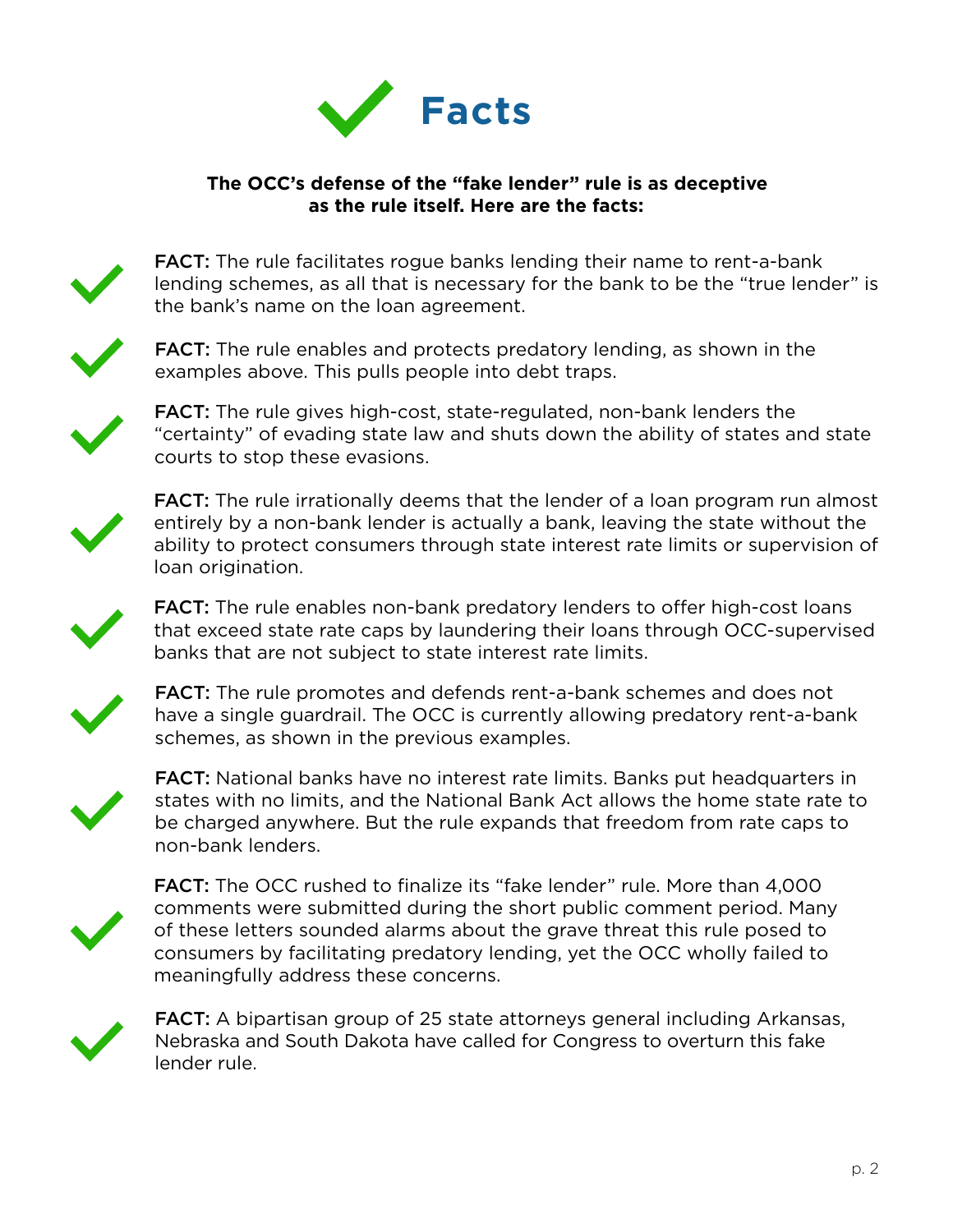# Facts

**The OCC's defense of the "fake lender" rule is as deceptive as the rule itself. Here are the facts:**

- **FACT:** The rule facilitates rogue banks lending their name to rent-a-bank lending schemes, as all that is necessary for the bank to be the "true lender" is the bank's name on the loan agreement.

- **FACT:** The rule enables and protects predatory lending, as shown in the examples above. This pulls people into debt traps.

- **FACT:** The rule gives high-cost, state-regulated, non-bank lenders the "certainty" of evading state law and shuts down the ability of states and state courts to stop these evasions.

- **FACT:** The rule irrationally deems that the lender of a loan program run almost entirely by a non-bank lender is actually a bank, leaving the state without the ability to protect consumers through state interest rate limits or supervision of loan origination.

- **FACT:** The rule enables non-bank predatory lenders to offer high-cost loans that exceed state rate caps by laundering their loans through OCC-supervised banks that are not subject to state interest rate limits.

- **FACT:** The rule promotes and defends rent-a-bank schemes and does not have a single guardrail. The OCC is currently allowing predatory rent-a-bank schemes, as shown in the previous examples.

- **FACT:** National banks have no interest rate limits. Banks put headquarters in states with no limits, and the National Bank Act allows the home state rate to be charged anywhere. But the rule expands that freedom from rate caps to non-bank lenders.

- **FACT:** The OCC rushed to finalize its "fake lender" rule. More than 4,000 comments were submitted during the short public comment period. Many of these letters sounded alarms about the grave threat this rule posed to consumers by facilitating predatory lending, yet the OCC wholly failed to meaningfully address these concerns.

- **FACT:** A bipartisan group of 25 state attorneys general including Arkansas, Nebraska and South Dakota have called for Congress to overturn this fake lender rule.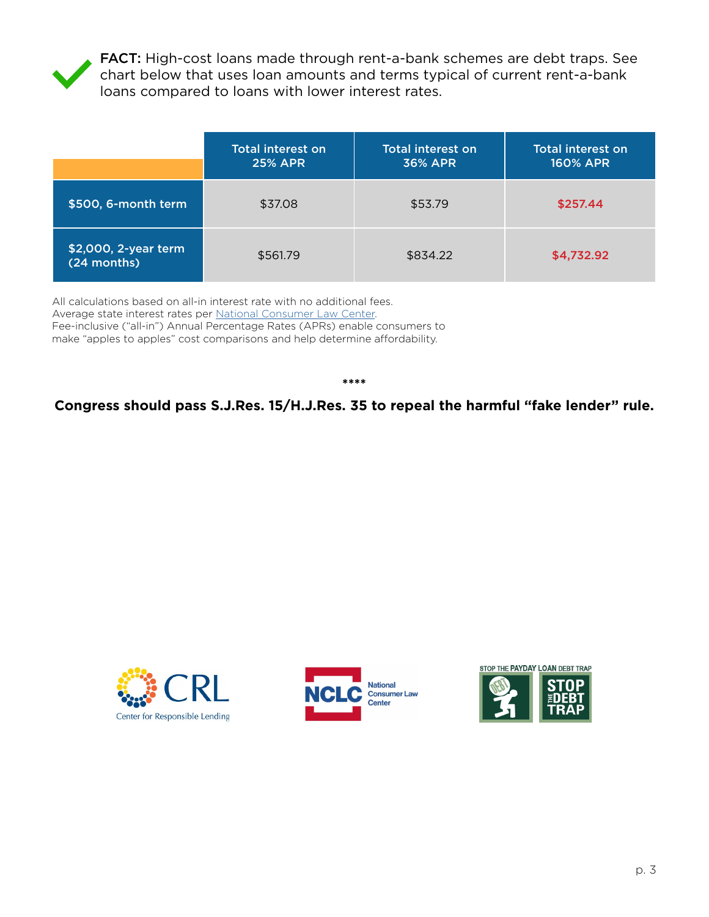**FACT:** High-cost loans made through rent-a-bank schemes are debt traps. See chart below that uses loan amounts and terms typical of current rent-a-bank loans compared to loans with lower interest rates.

| | Total interest on 25% APR | Total interest on 36% APR | Total interest on 160% APR |
|---|---|---|---|
| $500, 6-month term | $37.08 | $53.79 | **$257.44** |
| $2,000, 2-year term (24 months) | $561.79 | $834.22 | **$4,732.92** |

All calculations based on all-in interest rate with no additional fees.
Average state interest rates per National Consumer Law Center.
Fee-inclusive ("all-in") Annual Percentage Rates (APRs) enable consumers to make "apples to apples" cost comparisons and help determine affordability.

****

**Congress should pass S.J.Res. 15/H.J.Res. 35 to repeal the harmful "fake lender" rule.**

CRL Center for Responsible Lending

NCLC National Consumer Law Center

STOP THE PAYDAY LOAN DEBT TRAP